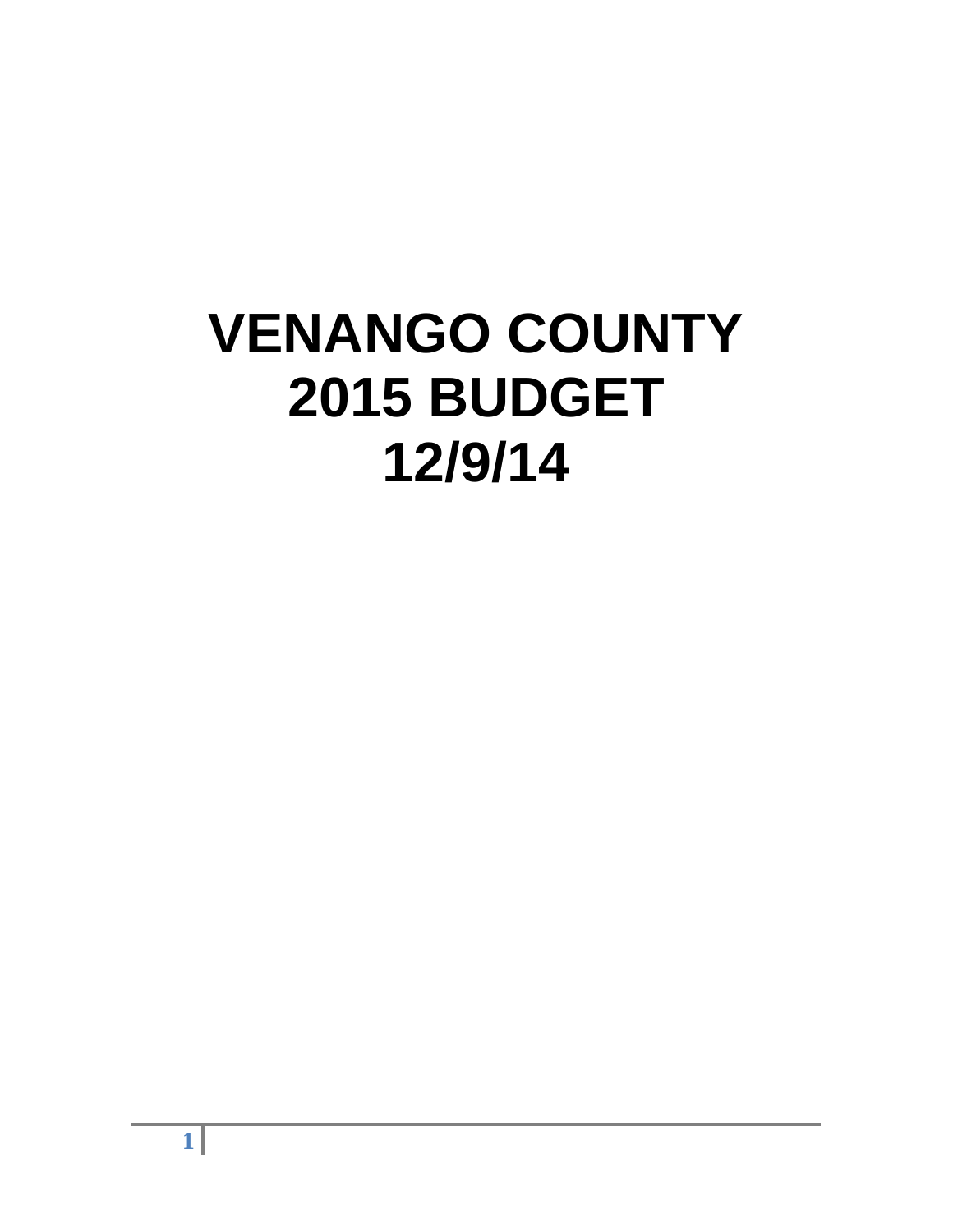# VENANGO COUNTY
# 2015 BUDGET
# 12/9/14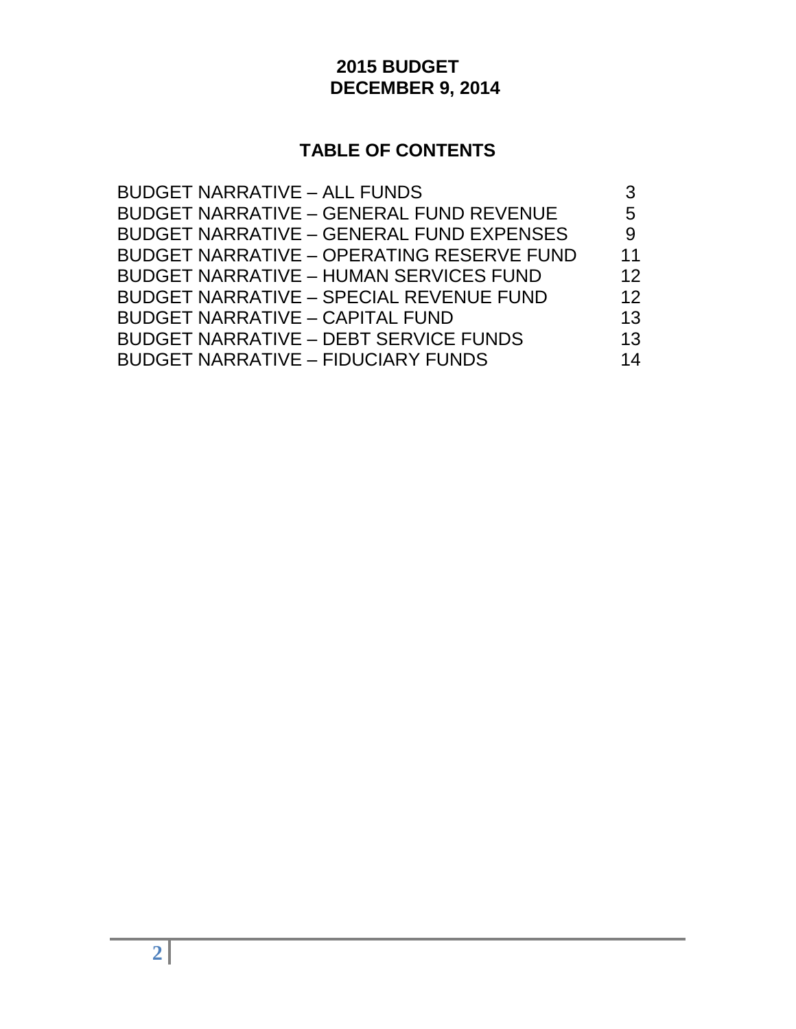# 2015 BUDGET
## DECEMBER 9, 2014

## TABLE OF CONTENTS

| | |
|---|---|
| BUDGET NARRATIVE – ALL FUNDS | 3 |
| BUDGET NARRATIVE – GENERAL FUND REVENUE | 5 |
| BUDGET NARRATIVE – GENERAL FUND EXPENSES | 9 |
| BUDGET NARRATIVE – OPERATING RESERVE FUND | 11 |
| BUDGET NARRATIVE – HUMAN SERVICES FUND | 12 |
| BUDGET NARRATIVE – SPECIAL REVENUE FUND | 12 |
| BUDGET NARRATIVE – CAPITAL FUND | 13 |
| BUDGET NARRATIVE – DEBT SERVICE FUNDS | 13 |
| BUDGET NARRATIVE – FIDUCIARY FUNDS | 14 |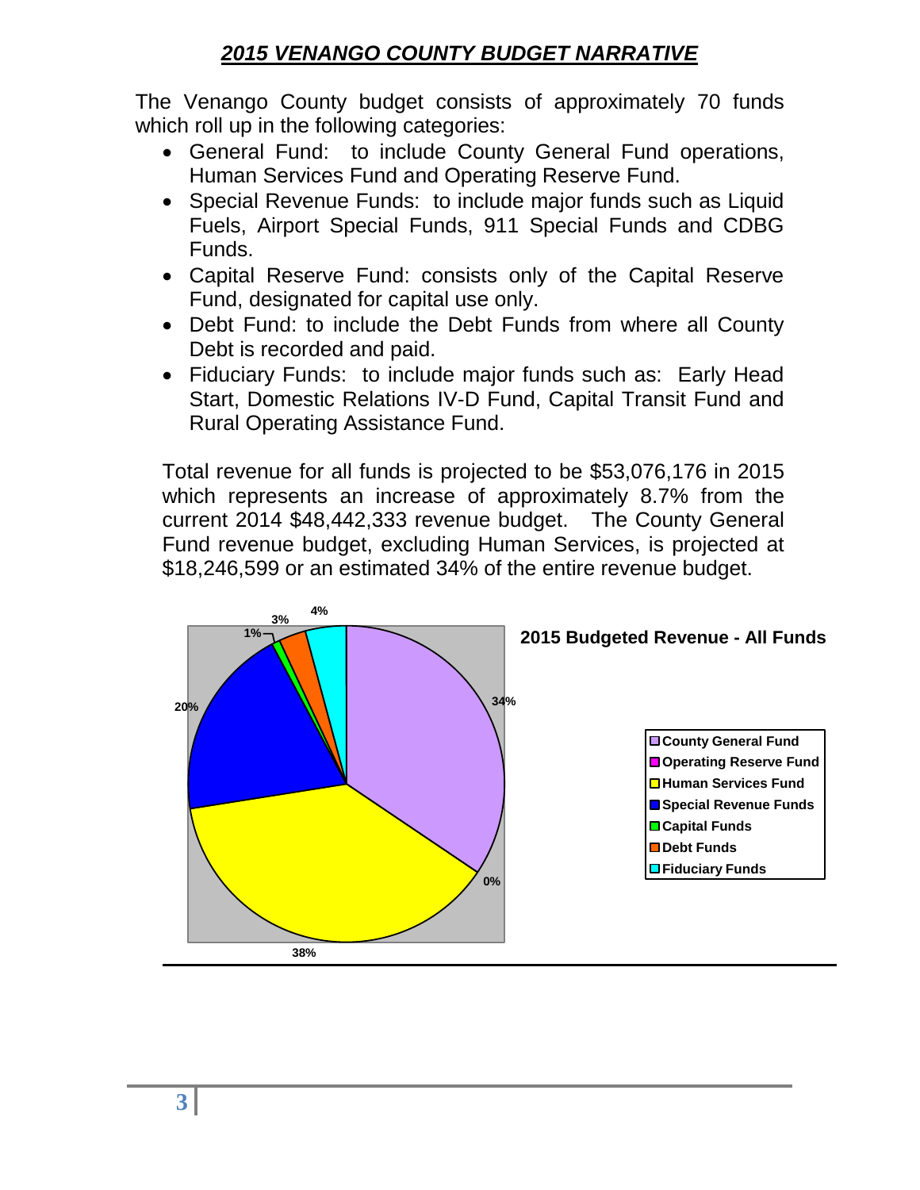# *2015 VENANGO COUNTY BUDGET NARRATIVE*

The Venango County budget consists of approximately 70 funds which roll up in the following categories:

- General Fund: to include County General Fund operations, Human Services Fund and Operating Reserve Fund.
- Special Revenue Funds: to include major funds such as Liquid Fuels, Airport Special Funds, 911 Special Funds and CDBG Funds.
- Capital Reserve Fund: consists only of the Capital Reserve Fund, designated for capital use only.
- Debt Fund: to include the Debt Funds from where all County Debt is recorded and paid.
- Fiduciary Funds: to include major funds such as: Early Head Start, Domestic Relations IV-D Fund, Capital Transit Fund and Rural Operating Assistance Fund.

Total revenue for all funds is projected to be $53,076,176 in 2015 which represents an increase of approximately 8.7% from the current 2014 $48,442,333 revenue budget. The County General Fund revenue budget, excluding Human Services, is projected at $18,246,599 or an estimated 34% of the entire revenue budget.

**2015 Budgeted Revenue - All Funds**

| Fund | Percent |
|---|---|
| County General Fund | 34% |
| Operating Reserve Fund | 0% |
| Human Services Fund | 38% |
| Special Revenue Funds | 20% |
| Capital Funds | 1% |
| Debt Funds | 3% |
| Fiduciary Funds | 4% |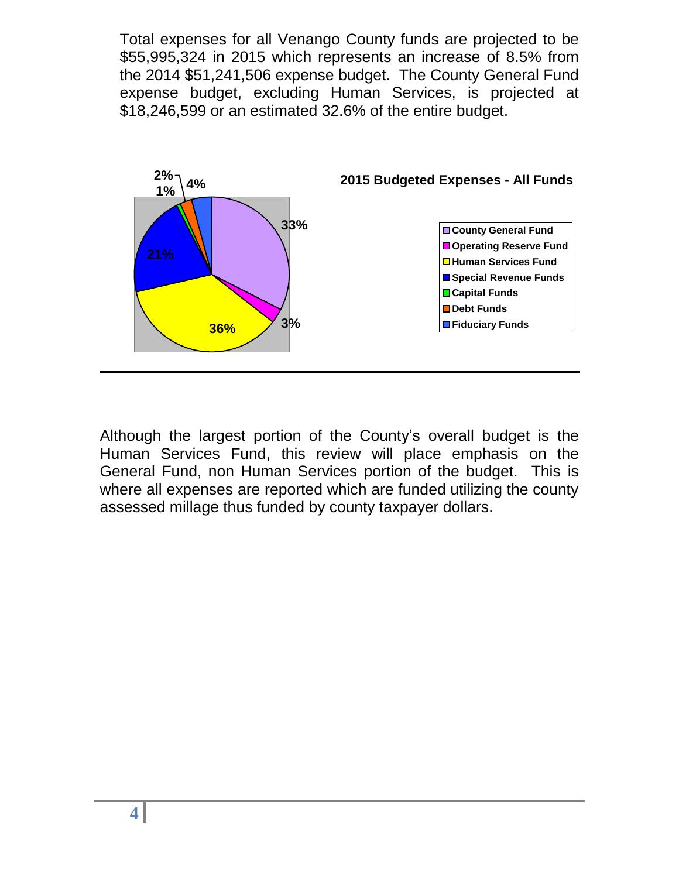Total expenses for all Venango County funds are projected to be $55,995,324 in 2015 which represents an increase of 8.5% from the 2014 $51,241,506 expense budget. The County General Fund expense budget, excluding Human Services, is projected at $18,246,599 or an estimated 32.6% of the entire budget.

**2015 Budgeted Expenses - All Funds**

| Fund | Percentage |
| --- | --- |
| County General Fund | 33% |
| Operating Reserve Fund | 3% |
| Human Services Fund | 36% |
| Special Revenue Funds | 21% |
| Capital Funds | 1% |
| Debt Funds | 2% |
| Fiduciary Funds | 4% |

Although the largest portion of the County's overall budget is the Human Services Fund, this review will place emphasis on the General Fund, non Human Services portion of the budget. This is where all expenses are reported which are funded utilizing the county assessed millage thus funded by county taxpayer dollars.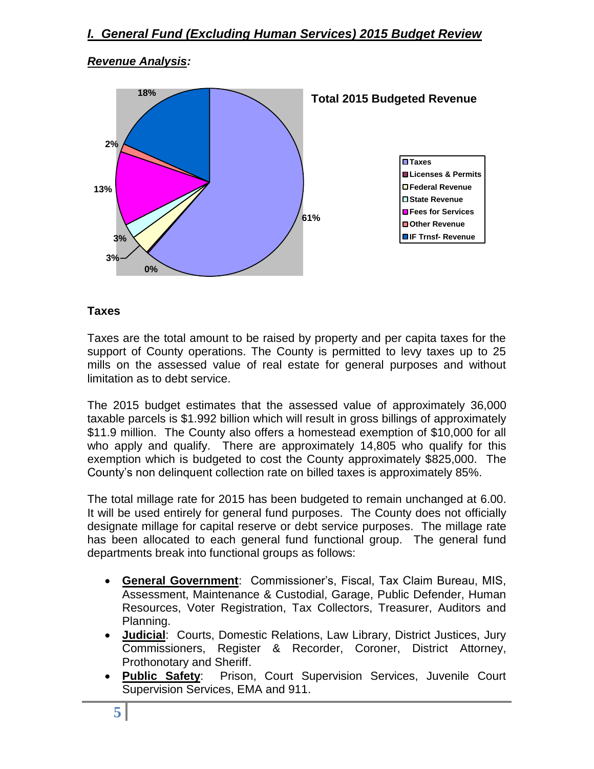## *I. General Fund (Excluding Human Services) 2015 Budget Review*

### *Revenue Analysis:*

**Total 2015 Budgeted Revenue**

- Taxes: 61%
- Licenses & Permits: 0%
- Federal Revenue: 3%
- State Revenue: 3%
- Fees for Services: 13%
- Other Revenue: 2%
- IF Trnsf- Revenue: 18%

### Taxes

Taxes are the total amount to be raised by property and per capita taxes for the support of County operations. The County is permitted to levy taxes up to 25 mills on the assessed value of real estate for general purposes and without limitation as to debt service.

The 2015 budget estimates that the assessed value of approximately 36,000 taxable parcels is $1.992 billion which will result in gross billings of approximately $11.9 million. The County also offers a homestead exemption of $10,000 for all who apply and qualify. There are approximately 14,805 who qualify for this exemption which is budgeted to cost the County approximately $825,000. The County's non delinquent collection rate on billed taxes is approximately 85%.

The total millage rate for 2015 has been budgeted to remain unchanged at 6.00. It will be used entirely for general fund purposes. The County does not officially designate millage for capital reserve or debt service purposes. The millage rate has been allocated to each general fund functional group. The general fund departments break into functional groups as follows:

- **General Government**: Commissioner's, Fiscal, Tax Claim Bureau, MIS, Assessment, Maintenance & Custodial, Garage, Public Defender, Human Resources, Voter Registration, Tax Collectors, Treasurer, Auditors and Planning.
- **Judicial**: Courts, Domestic Relations, Law Library, District Justices, Jury Commissioners, Register & Recorder, Coroner, District Attorney, Prothonotary and Sheriff.
- **Public Safety**: Prison, Court Supervision Services, Juvenile Court Supervision Services, EMA and 911.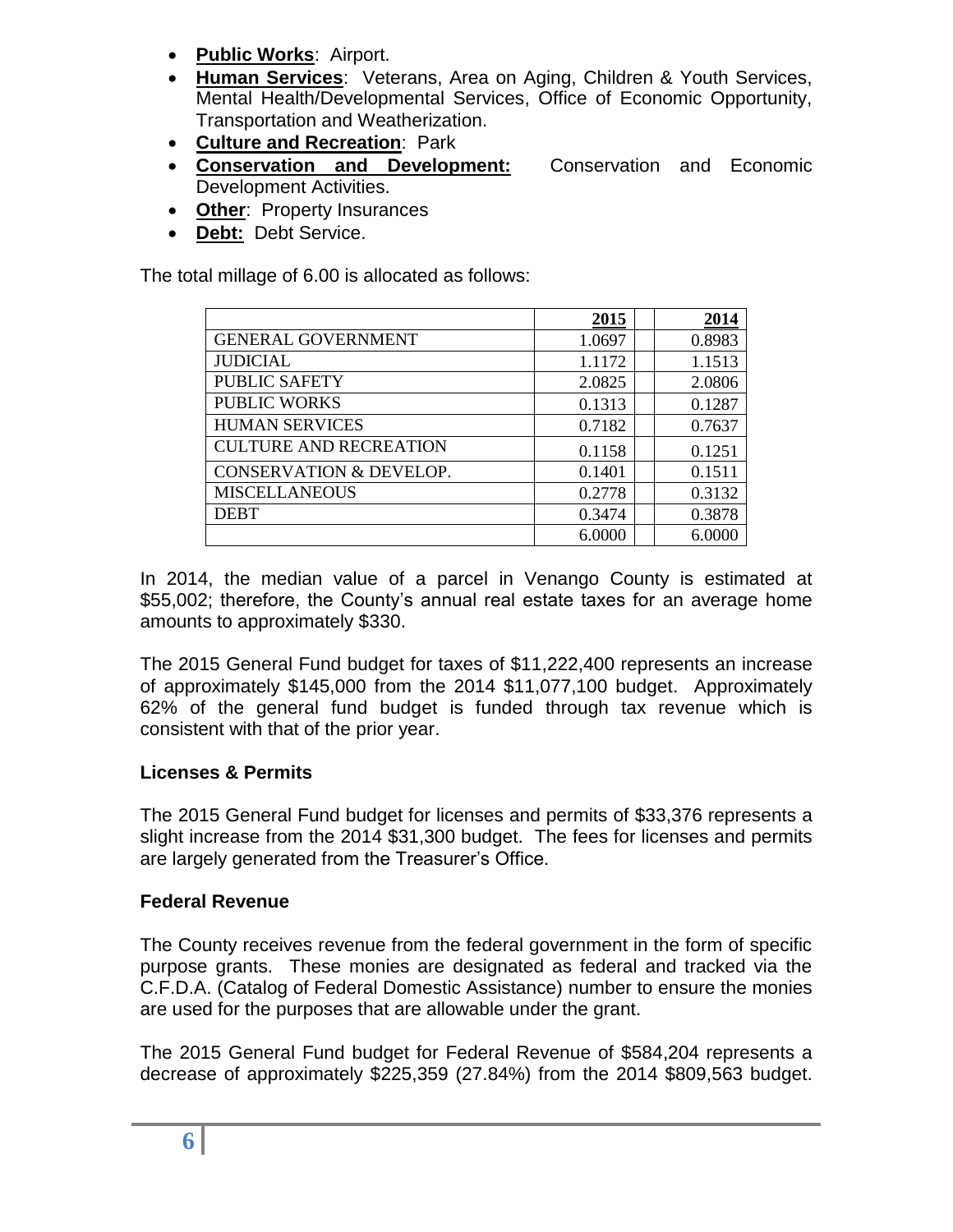- **Public Works**: Airport.
- **Human Services**: Veterans, Area on Aging, Children & Youth Services, Mental Health/Developmental Services, Office of Economic Opportunity, Transportation and Weatherization.
- **Culture and Recreation**: Park
- **Conservation and Development:** Conservation and Economic Development Activities.
- **Other**: Property Insurances
- **Debt:** Debt Service.

The total millage of 6.00 is allocated as follows:

| | 2015 | | 2014 |
|---|---|---|---|
| GENERAL GOVERNMENT | 1.0697 | | 0.8983 |
| JUDICIAL | 1.1172 | | 1.1513 |
| PUBLIC SAFETY | 2.0825 | | 2.0806 |
| PUBLIC WORKS | 0.1313 | | 0.1287 |
| HUMAN SERVICES | 0.7182 | | 0.7637 |
| CULTURE AND RECREATION | 0.1158 | | 0.1251 |
| CONSERVATION & DEVELOP. | 0.1401 | | 0.1511 |
| MISCELLANEOUS | 0.2778 | | 0.3132 |
| DEBT | 0.3474 | | 0.3878 |
| | 6.0000 | | 6.0000 |

In 2014, the median value of a parcel in Venango County is estimated at $55,002; therefore, the County's annual real estate taxes for an average home amounts to approximately $330.

The 2015 General Fund budget for taxes of $11,222,400 represents an increase of approximately $145,000 from the 2014 $11,077,100 budget. Approximately 62% of the general fund budget is funded through tax revenue which is consistent with that of the prior year.

### Licenses & Permits

The 2015 General Fund budget for licenses and permits of $33,376 represents a slight increase from the 2014 $31,300 budget. The fees for licenses and permits are largely generated from the Treasurer's Office.

### Federal Revenue

The County receives revenue from the federal government in the form of specific purpose grants. These monies are designated as federal and tracked via the C.F.D.A. (Catalog of Federal Domestic Assistance) number to ensure the monies are used for the purposes that are allowable under the grant.

The 2015 General Fund budget for Federal Revenue of $584,204 represents a decrease of approximately $225,359 (27.84%) from the 2014 $809,563 budget.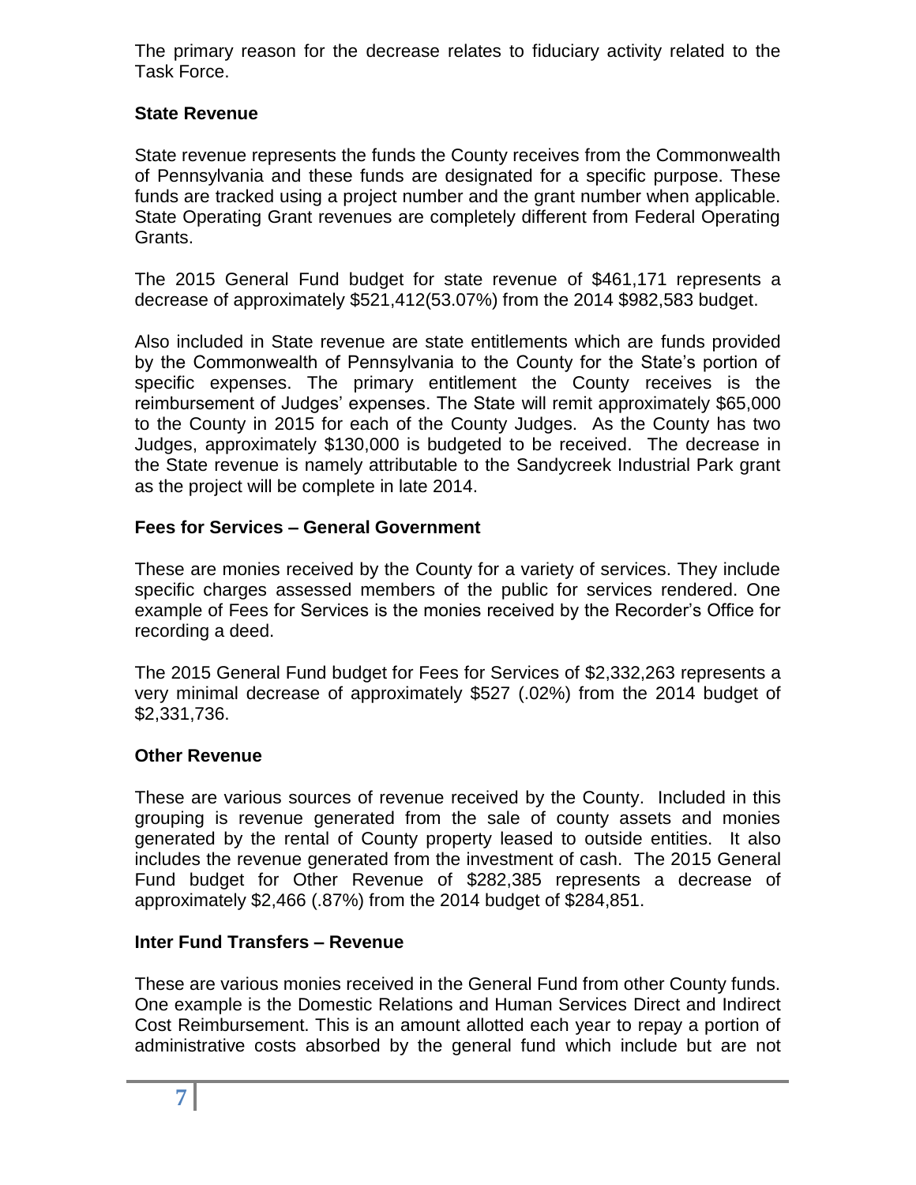The primary reason for the decrease relates to fiduciary activity related to the Task Force.

### State Revenue

State revenue represents the funds the County receives from the Commonwealth of Pennsylvania and these funds are designated for a specific purpose. These funds are tracked using a project number and the grant number when applicable. State Operating Grant revenues are completely different from Federal Operating Grants.

The 2015 General Fund budget for state revenue of $461,171 represents a decrease of approximately $521,412(53.07%) from the 2014 $982,583 budget.

Also included in State revenue are state entitlements which are funds provided by the Commonwealth of Pennsylvania to the County for the State's portion of specific expenses. The primary entitlement the County receives is the reimbursement of Judges' expenses. The State will remit approximately $65,000 to the County in 2015 for each of the County Judges. As the County has two Judges, approximately $130,000 is budgeted to be received. The decrease in the State revenue is namely attributable to the Sandycreek Industrial Park grant as the project will be complete in late 2014.

### Fees for Services – General Government

These are monies received by the County for a variety of services. They include specific charges assessed members of the public for services rendered. One example of Fees for Services is the monies received by the Recorder's Office for recording a deed.

The 2015 General Fund budget for Fees for Services of $2,332,263 represents a very minimal decrease of approximately $527 (.02%) from the 2014 budget of $2,331,736.

### Other Revenue

These are various sources of revenue received by the County. Included in this grouping is revenue generated from the sale of county assets and monies generated by the rental of County property leased to outside entities. It also includes the revenue generated from the investment of cash. The 2015 General Fund budget for Other Revenue of $282,385 represents a decrease of approximately $2,466 (.87%) from the 2014 budget of $284,851.

### Inter Fund Transfers – Revenue

These are various monies received in the General Fund from other County funds. One example is the Domestic Relations and Human Services Direct and Indirect Cost Reimbursement. This is an amount allotted each year to repay a portion of administrative costs absorbed by the general fund which include but are not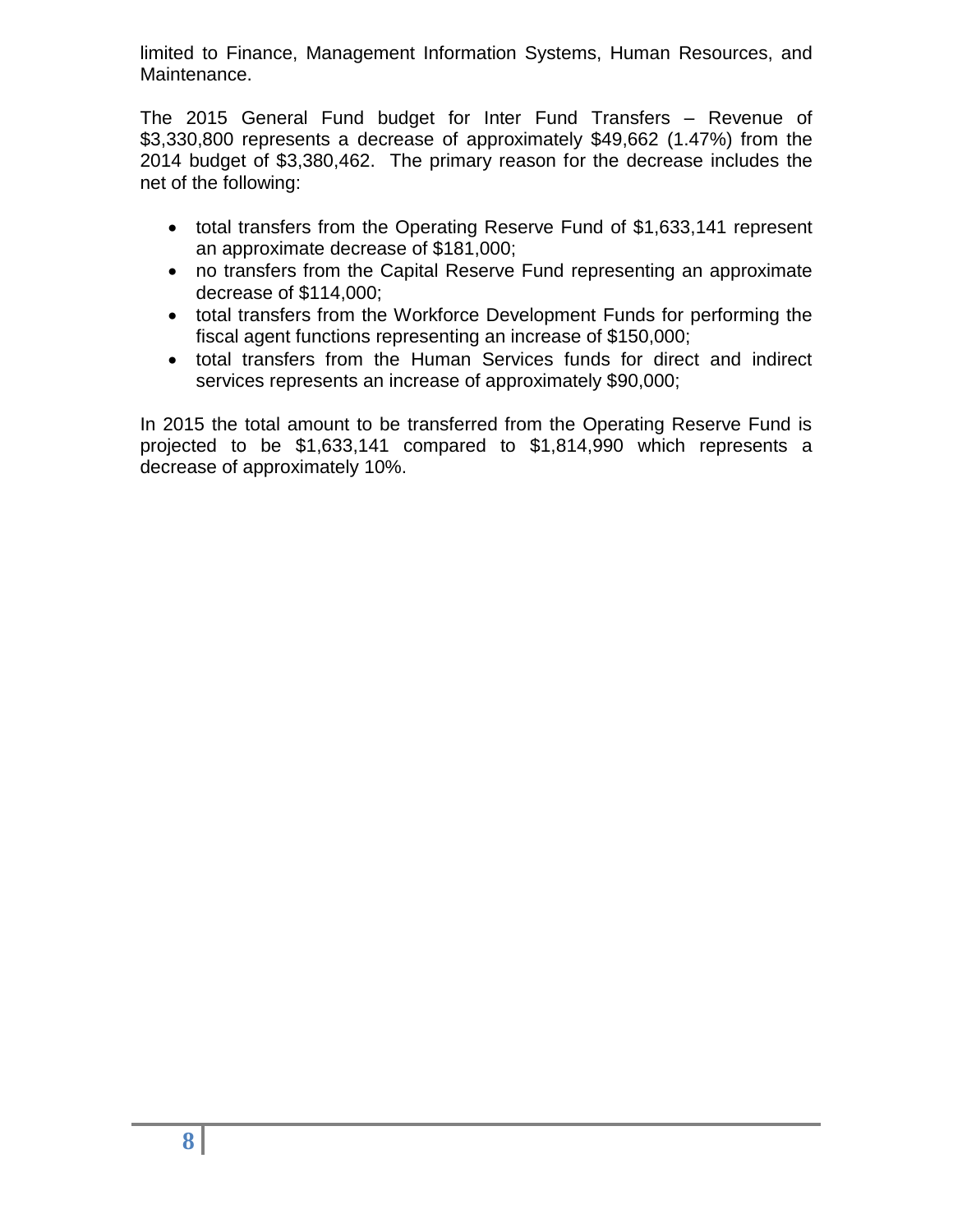limited to Finance, Management Information Systems, Human Resources, and Maintenance.

The 2015 General Fund budget for Inter Fund Transfers – Revenue of $3,330,800 represents a decrease of approximately $49,662 (1.47%) from the 2014 budget of $3,380,462. The primary reason for the decrease includes the net of the following:

- total transfers from the Operating Reserve Fund of $1,633,141 represent an approximate decrease of $181,000;
- no transfers from the Capital Reserve Fund representing an approximate decrease of $114,000;
- total transfers from the Workforce Development Funds for performing the fiscal agent functions representing an increase of $150,000;
- total transfers from the Human Services funds for direct and indirect services represents an increase of approximately $90,000;

In 2015 the total amount to be transferred from the Operating Reserve Fund is projected to be $1,633,141 compared to $1,814,990 which represents a decrease of approximately 10%.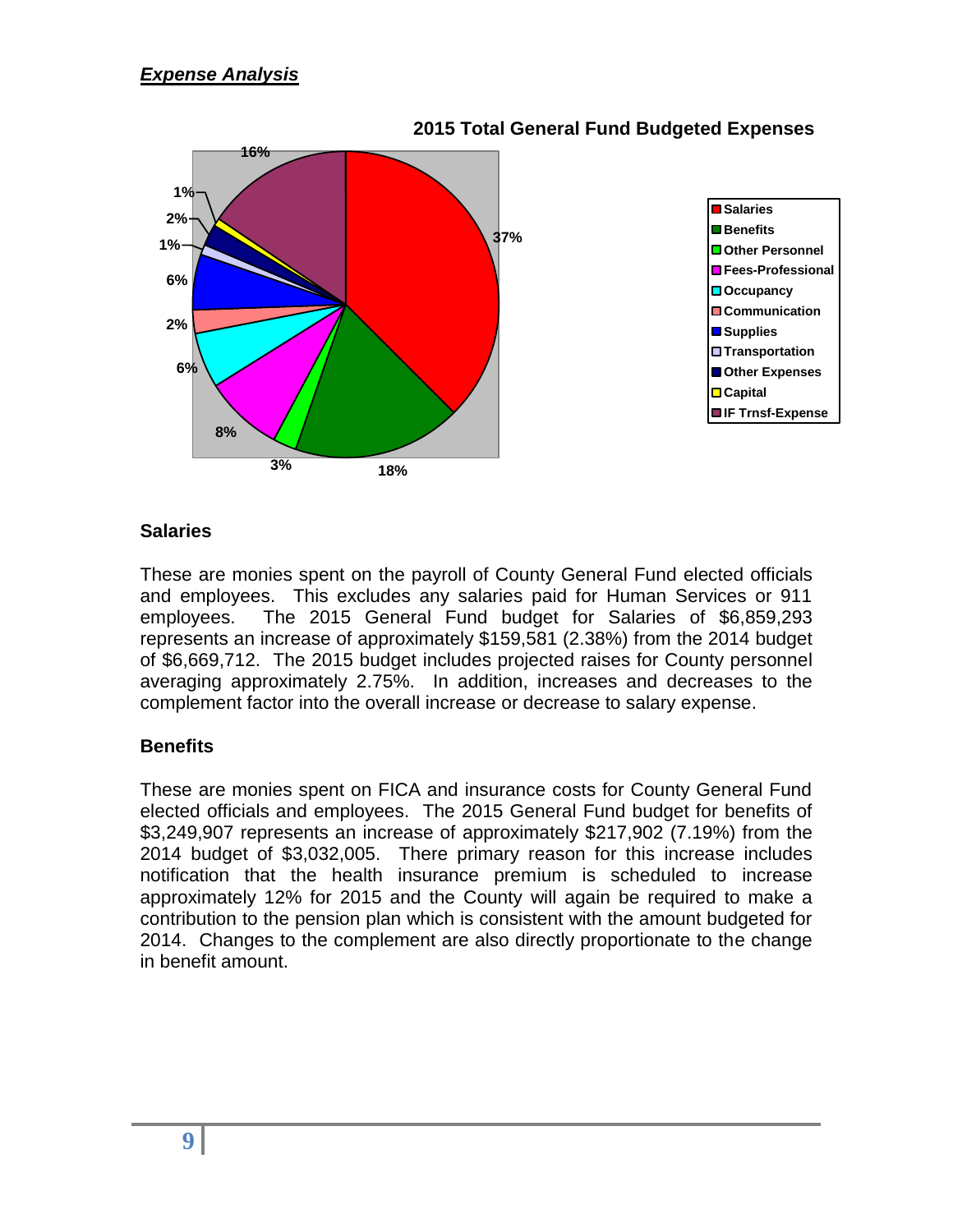## *Expense Analysis*

**2015 Total General Fund Budgeted Expenses**

| Category | Percentage |
|---|---|
| Salaries | 37% |
| Benefits | 18% |
| Other Personnel | 3% |
| Fees-Professional | 8% |
| Occupancy | 6% |
| Communication | 2% |
| Supplies | 6% |
| Transportation | 1% |
| Other Expenses | 2% |
| Capital | 1% |
| IF Trnsf-Expense | 16% |

### Salaries

These are monies spent on the payroll of County General Fund elected officials and employees. This excludes any salaries paid for Human Services or 911 employees. The 2015 General Fund budget for Salaries of $6,859,293 represents an increase of approximately $159,581 (2.38%) from the 2014 budget of $6,669,712. The 2015 budget includes projected raises for County personnel averaging approximately 2.75%. In addition, increases and decreases to the complement factor into the overall increase or decrease to salary expense.

### Benefits

These are monies spent on FICA and insurance costs for County General Fund elected officials and employees. The 2015 General Fund budget for benefits of $3,249,907 represents an increase of approximately $217,902 (7.19%) from the 2014 budget of $3,032,005. There primary reason for this increase includes notification that the health insurance premium is scheduled to increase approximately 12% for 2015 and the County will again be required to make a contribution to the pension plan which is consistent with the amount budgeted for 2014. Changes to the complement are also directly proportionate to the change in benefit amount.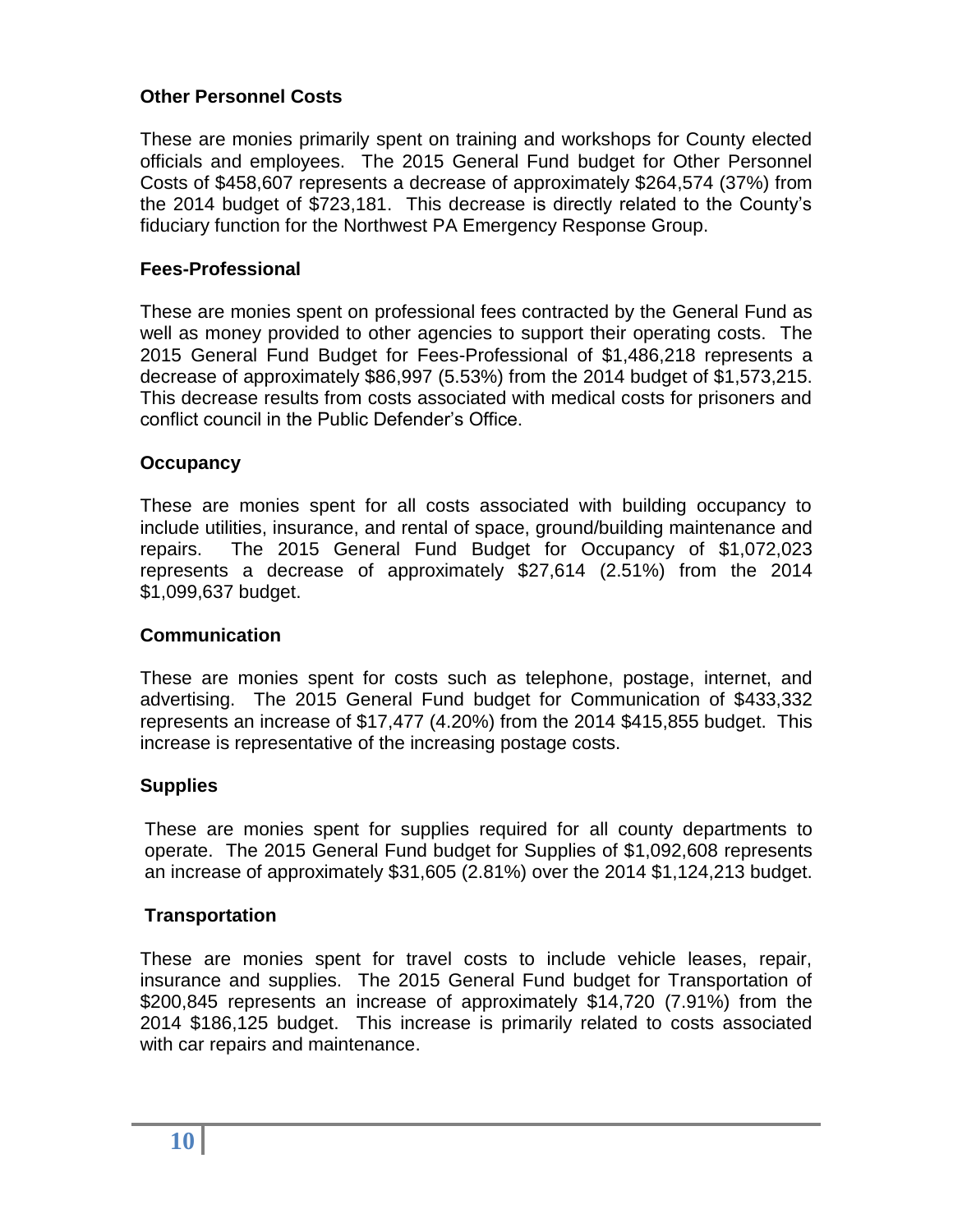### Other Personnel Costs

These are monies primarily spent on training and workshops for County elected officials and employees. The 2015 General Fund budget for Other Personnel Costs of $458,607 represents a decrease of approximately $264,574 (37%) from the 2014 budget of $723,181. This decrease is directly related to the County's fiduciary function for the Northwest PA Emergency Response Group.

### Fees-Professional

These are monies spent on professional fees contracted by the General Fund as well as money provided to other agencies to support their operating costs. The 2015 General Fund Budget for Fees-Professional of $1,486,218 represents a decrease of approximately $86,997 (5.53%) from the 2014 budget of $1,573,215. This decrease results from costs associated with medical costs for prisoners and conflict council in the Public Defender's Office.

### Occupancy

These are monies spent for all costs associated with building occupancy to include utilities, insurance, and rental of space, ground/building maintenance and repairs. The 2015 General Fund Budget for Occupancy of $1,072,023 represents a decrease of approximately $27,614 (2.51%) from the 2014 $1,099,637 budget.

### Communication

These are monies spent for costs such as telephone, postage, internet, and advertising. The 2015 General Fund budget for Communication of $433,332 represents an increase of $17,477 (4.20%) from the 2014 $415,855 budget. This increase is representative of the increasing postage costs.

### Supplies

These are monies spent for supplies required for all county departments to operate. The 2015 General Fund budget for Supplies of $1,092,608 represents an increase of approximately $31,605 (2.81%) over the 2014 $1,124,213 budget.

### Transportation

These are monies spent for travel costs to include vehicle leases, repair, insurance and supplies. The 2015 General Fund budget for Transportation of $200,845 represents an increase of approximately $14,720 (7.91%) from the 2014 $186,125 budget. This increase is primarily related to costs associated with car repairs and maintenance.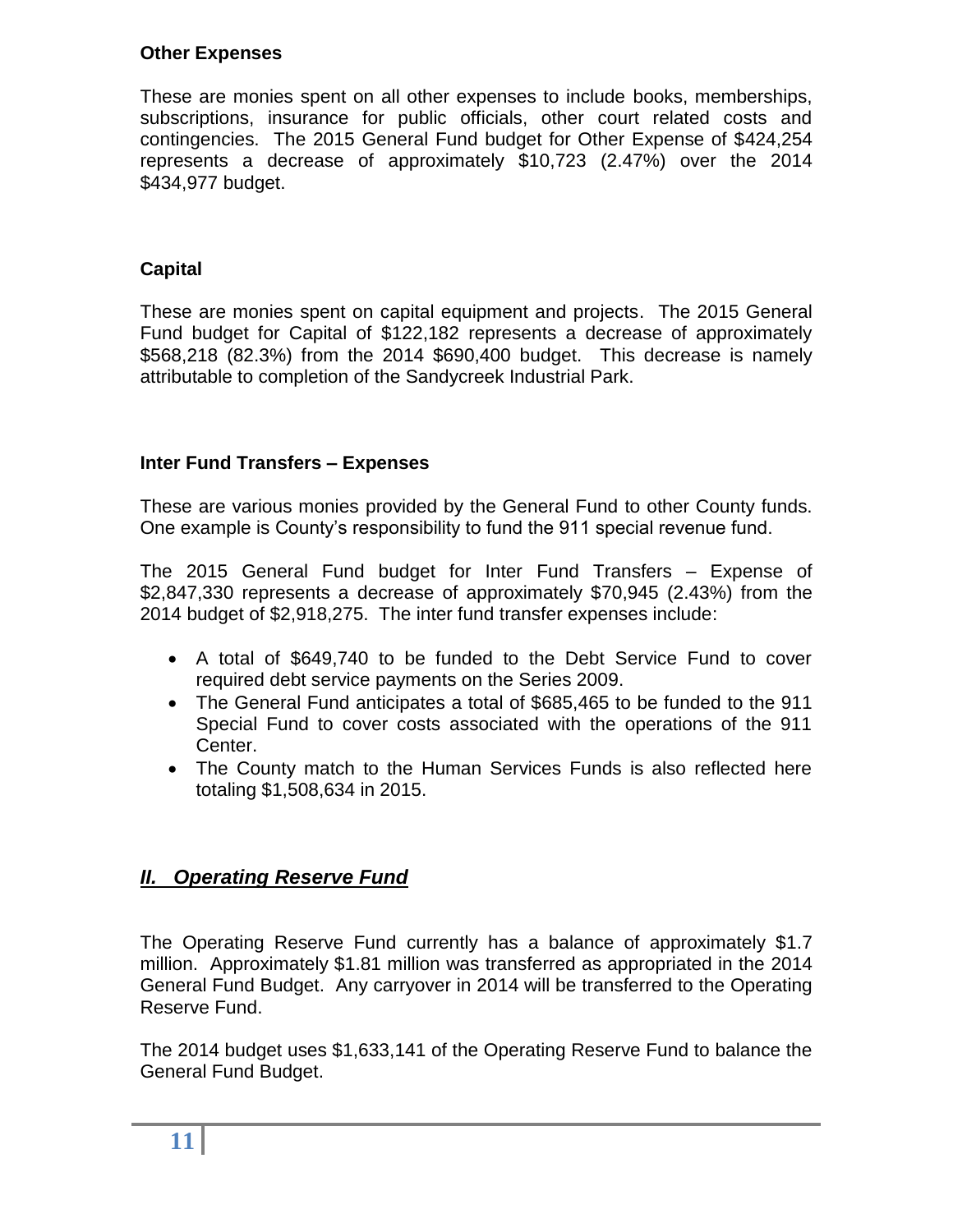### Other Expenses

These are monies spent on all other expenses to include books, memberships, subscriptions, insurance for public officials, other court related costs and contingencies. The 2015 General Fund budget for Other Expense of $424,254 represents a decrease of approximately $10,723 (2.47%) over the 2014 $434,977 budget.

### Capital

These are monies spent on capital equipment and projects. The 2015 General Fund budget for Capital of $122,182 represents a decrease of approximately $568,218 (82.3%) from the 2014 $690,400 budget. This decrease is namely attributable to completion of the Sandycreek Industrial Park.

### Inter Fund Transfers – Expenses

These are various monies provided by the General Fund to other County funds. One example is County's responsibility to fund the 911 special revenue fund.

The 2015 General Fund budget for Inter Fund Transfers – Expense of $2,847,330 represents a decrease of approximately $70,945 (2.43%) from the 2014 budget of $2,918,275. The inter fund transfer expenses include:

- A total of $649,740 to be funded to the Debt Service Fund to cover required debt service payments on the Series 2009.
- The General Fund anticipates a total of $685,465 to be funded to the 911 Special Fund to cover costs associated with the operations of the 911 Center.
- The County match to the Human Services Funds is also reflected here totaling $1,508,634 in 2015.

## *II. Operating Reserve Fund*

The Operating Reserve Fund currently has a balance of approximately $1.7 million. Approximately $1.81 million was transferred as appropriated in the 2014 General Fund Budget. Any carryover in 2014 will be transferred to the Operating Reserve Fund.

The 2014 budget uses $1,633,141 of the Operating Reserve Fund to balance the General Fund Budget.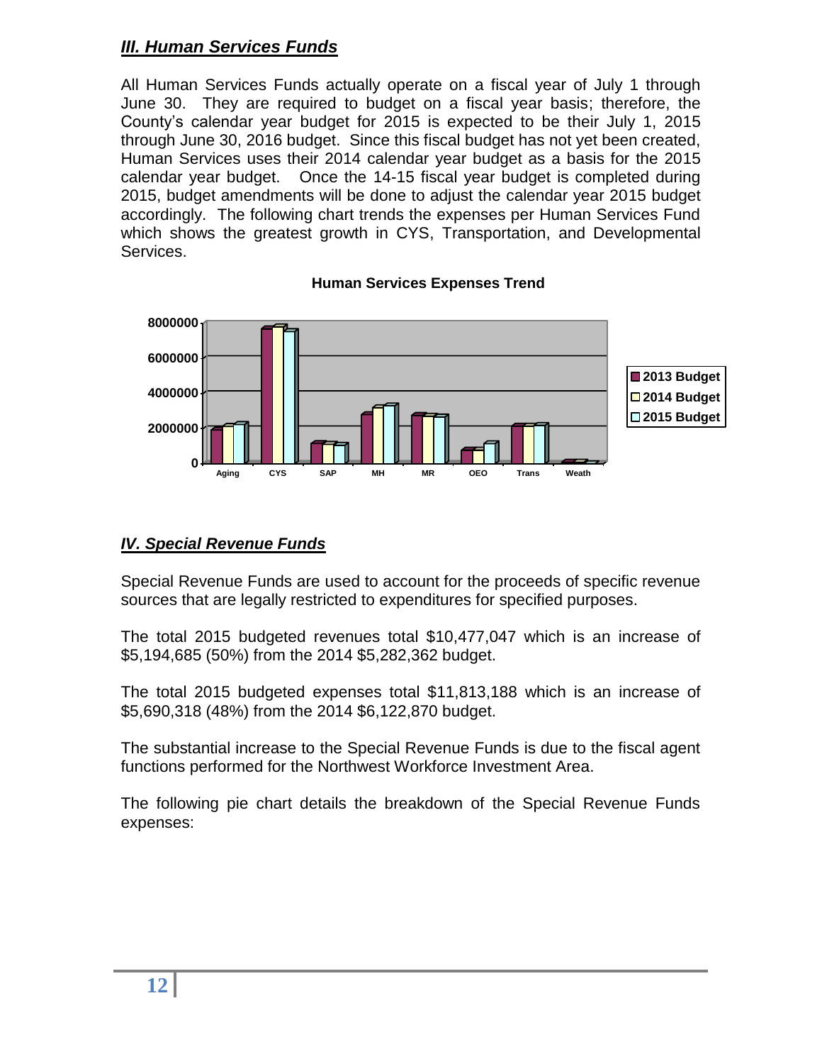## *III. Human Services Funds*

All Human Services Funds actually operate on a fiscal year of July 1 through June 30. They are required to budget on a fiscal year basis; therefore, the County's calendar year budget for 2015 is expected to be their July 1, 2015 through June 30, 2016 budget. Since this fiscal budget has not yet been created, Human Services uses their 2014 calendar year budget as a basis for the 2015 calendar year budget. Once the 14-15 fiscal year budget is completed during 2015, budget amendments will be done to adjust the calendar year 2015 budget accordingly. The following chart trends the expenses per Human Services Fund which shows the greatest growth in CYS, Transportation, and Developmental Services.

**Human Services Expenses Trend**

## *IV. Special Revenue Funds*

Special Revenue Funds are used to account for the proceeds of specific revenue sources that are legally restricted to expenditures for specified purposes.

The total 2015 budgeted revenues total $10,477,047 which is an increase of $5,194,685 (50%) from the 2014 $5,282,362 budget.

The total 2015 budgeted expenses total $11,813,188 which is an increase of $5,690,318 (48%) from the 2014 $6,122,870 budget.

The substantial increase to the Special Revenue Funds is due to the fiscal agent functions performed for the Northwest Workforce Investment Area.

The following pie chart details the breakdown of the Special Revenue Funds expenses: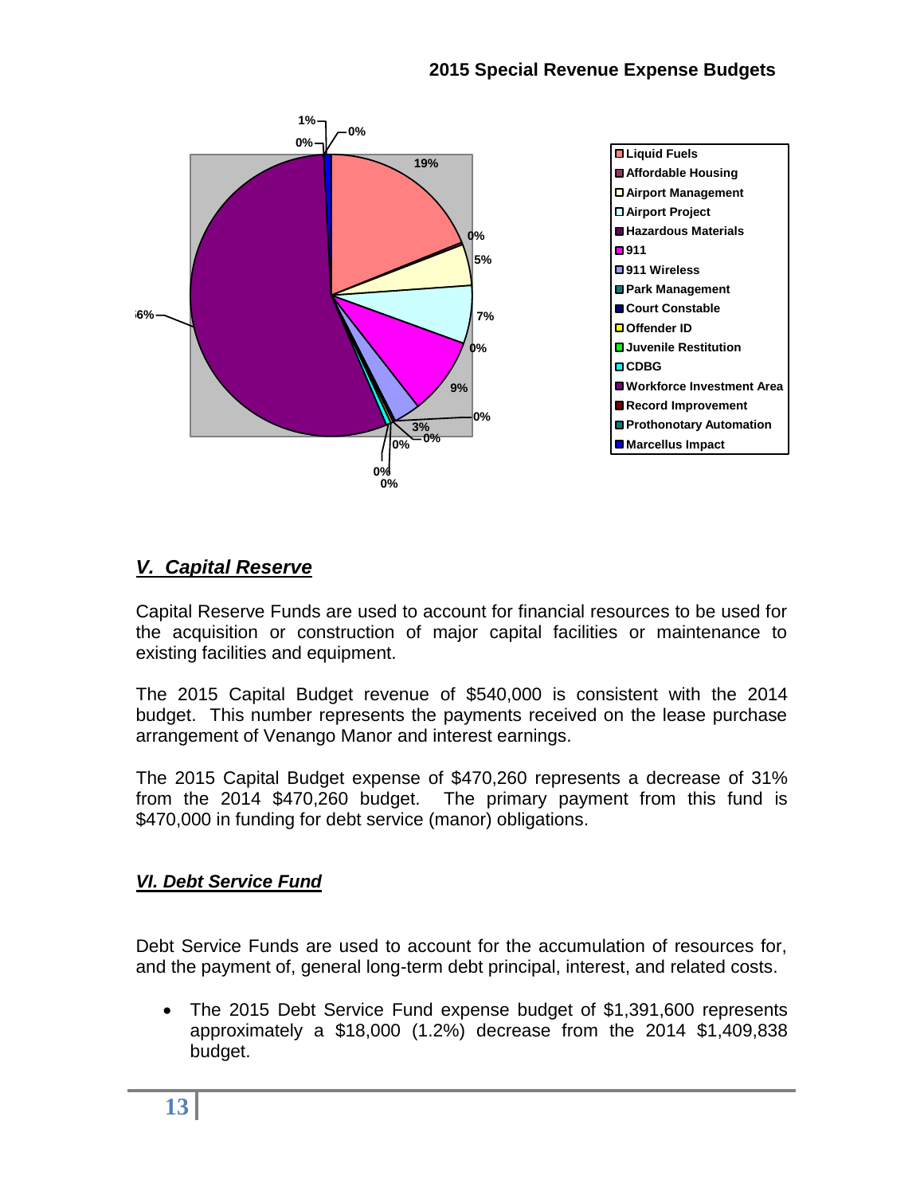## 2015 Special Revenue Expense Budgets

Liquid Fuels
Affordable Housing
Airport Management
Airport Project
Hazardous Materials
911
911 Wireless
Park Management
Court Constable
Offender ID
Juvenile Restitution
CDBG
Workforce Investment Area
Record Improvement
Prothonotary Automation
Marcellus Impact

## *V. Capital Reserve*

Capital Reserve Funds are used to account for financial resources to be used for the acquisition or construction of major capital facilities or maintenance to existing facilities and equipment.

The 2015 Capital Budget revenue of $540,000 is consistent with the 2014 budget. This number represents the payments received on the lease purchase arrangement of Venango Manor and interest earnings.

The 2015 Capital Budget expense of $470,260 represents a decrease of 31% from the 2014 $470,260 budget. The primary payment from this fund is $470,000 in funding for debt service (manor) obligations.

## *VI. Debt Service Fund*

Debt Service Funds are used to account for the accumulation of resources for, and the payment of, general long-term debt principal, interest, and related costs.

- The 2015 Debt Service Fund expense budget of $1,391,600 represents approximately a $18,000 (1.2%) decrease from the 2014 $1,409,838 budget.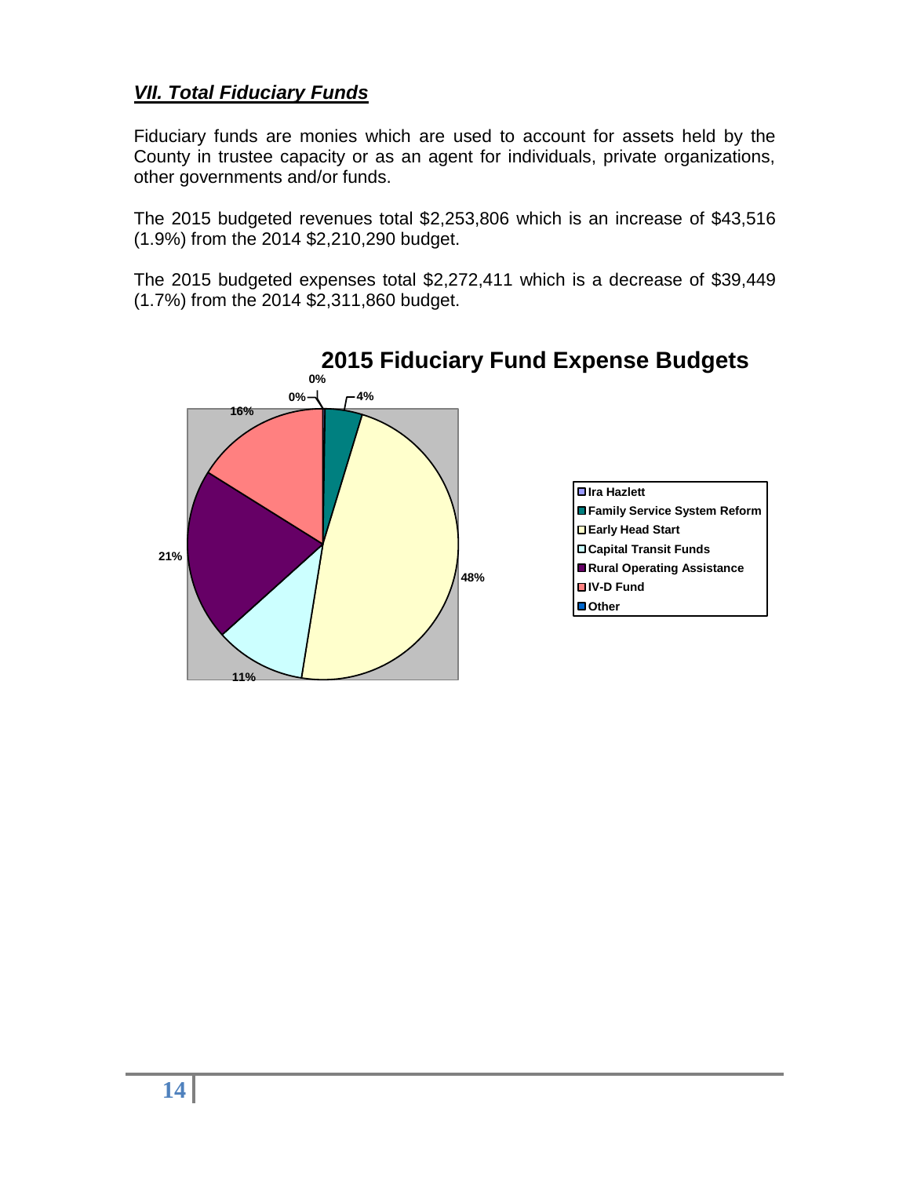## *VII. Total Fiduciary Funds*

Fiduciary funds are monies which are used to account for assets held by the County in trustee capacity or as an agent for individuals, private organizations, other governments and/or funds.

The 2015 budgeted revenues total $2,253,806 which is an increase of $43,516 (1.9%) from the 2014 $2,210,290 budget.

The 2015 budgeted expenses total $2,272,411 which is a decrease of $39,449 (1.7%) from the 2014 $2,311,860 budget.

**2015 Fiduciary Fund Expense Budgets**

0%
0%
4%
16%
21%
48%
11%

Ira Hazlett
Family Service System Reform
Early Head Start
Capital Transit Funds
Rural Operating Assistance
IV-D Fund
Other